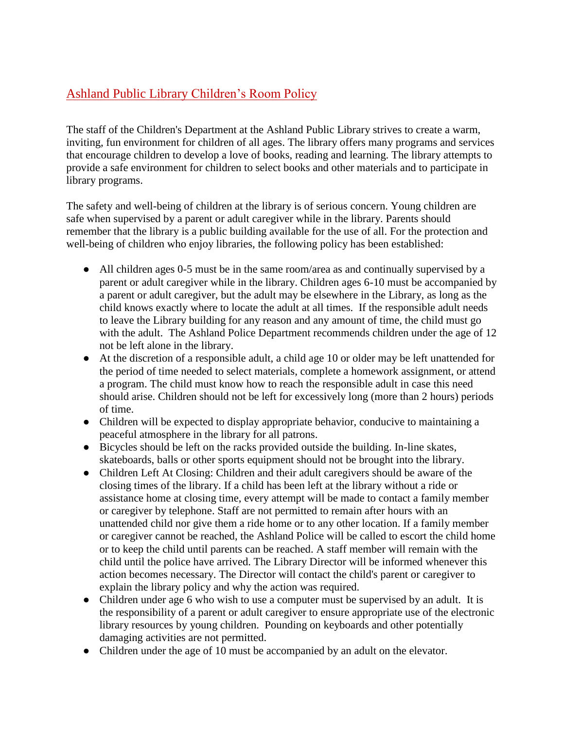# Ashland Public Library Children's Room Policy

The staff of the Children's Department at the Ashland Public Library strives to create a warm, inviting, fun environment for children of all ages. The library offers many programs and services that encourage children to develop a love of books, reading and learning. The library attempts to provide a safe environment for children to select books and other materials and to participate in library programs.

The safety and well-being of children at the library is of serious concern. Young children are safe when supervised by a parent or adult caregiver while in the library. Parents should remember that the library is a public building available for the use of all. For the protection and well-being of children who enjoy libraries, the following policy has been established:

- All children ages 0-5 must be in the same room/area as and continually supervised by a parent or adult caregiver while in the library. Children ages 6-10 must be accompanied by a parent or adult caregiver, but the adult may be elsewhere in the Library, as long as the child knows exactly where to locate the adult at all times. If the responsible adult needs to leave the Library building for any reason and any amount of time, the child must go with the adult. The Ashland Police Department recommends children under the age of 12 not be left alone in the library.
- At the discretion of a responsible adult, a child age 10 or older may be left unattended for the period of time needed to select materials, complete a homework assignment, or attend a program. The child must know how to reach the responsible adult in case this need should arise. Children should not be left for excessively long (more than 2 hours) periods of time.
- Children will be expected to display appropriate behavior, conducive to maintaining a peaceful atmosphere in the library for all patrons.
- Bicycles should be left on the racks provided outside the building. In-line skates, skateboards, balls or other sports equipment should not be brought into the library.
- Children Left At Closing: Children and their adult caregivers should be aware of the closing times of the library. If a child has been left at the library without a ride or assistance home at closing time, every attempt will be made to contact a family member or caregiver by telephone. Staff are not permitted to remain after hours with an unattended child nor give them a ride home or to any other location. If a family member or caregiver cannot be reached, the Ashland Police will be called to escort the child home or to keep the child until parents can be reached. A staff member will remain with the child until the police have arrived. The Library Director will be informed whenever this action becomes necessary. The Director will contact the child's parent or caregiver to explain the library policy and why the action was required.
- Children under age 6 who wish to use a computer must be supervised by an adult. It is the responsibility of a parent or adult caregiver to ensure appropriate use of the electronic library resources by young children. Pounding on keyboards and other potentially damaging activities are not permitted.
- Children under the age of 10 must be accompanied by an adult on the elevator.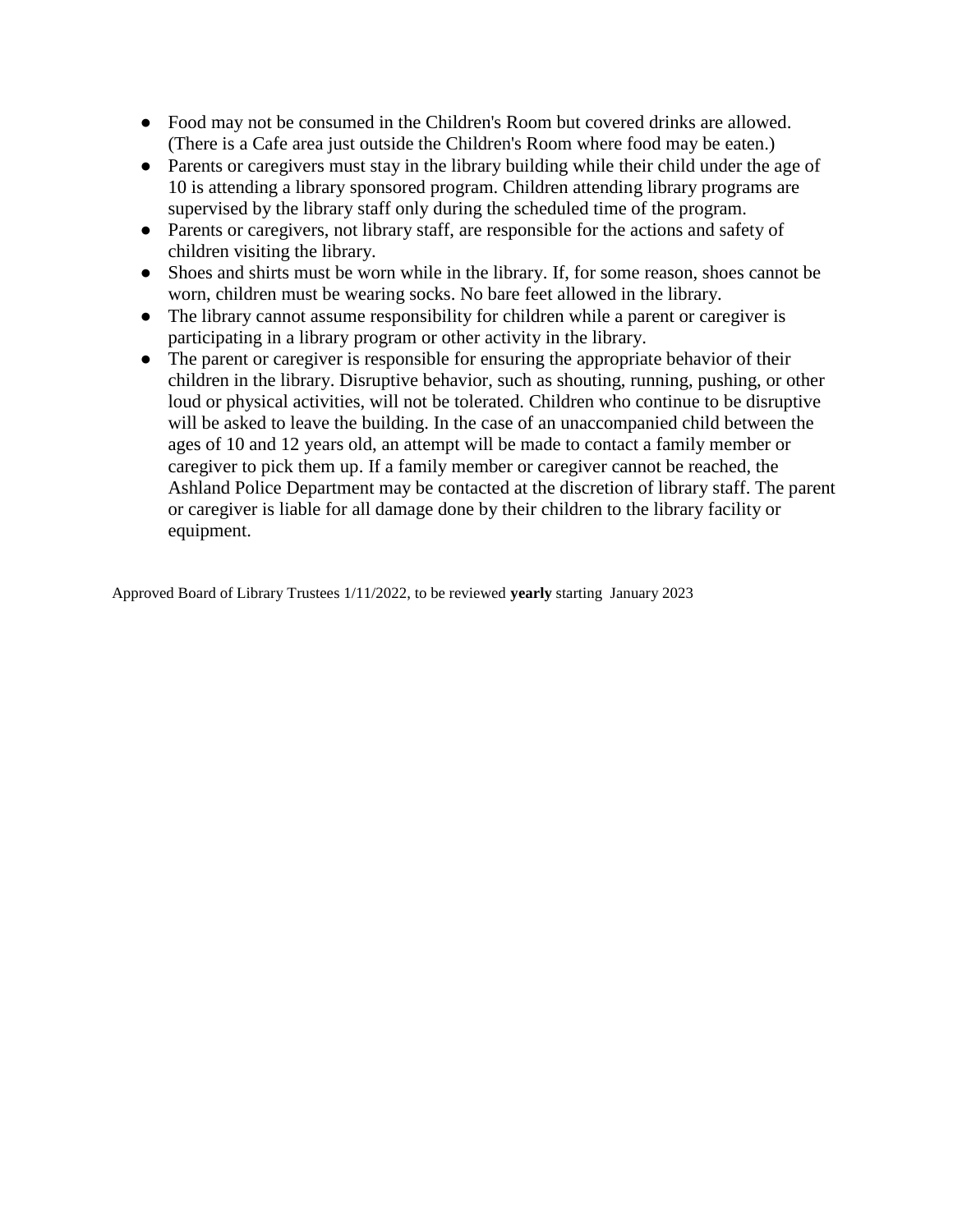- Food may not be consumed in the Children's Room but covered drinks are allowed. (There is a Cafe area just outside the Children's Room where food may be eaten.)
- Parents or caregivers must stay in the library building while their child under the age of 10 is attending a library sponsored program. Children attending library programs are supervised by the library staff only during the scheduled time of the program.
- Parents or caregivers, not library staff, are responsible for the actions and safety of children visiting the library.
- Shoes and shirts must be worn while in the library. If, for some reason, shoes cannot be worn, children must be wearing socks. No bare feet allowed in the library.
- The library cannot assume responsibility for children while a parent or caregiver is participating in a library program or other activity in the library.
- The parent or caregiver is responsible for ensuring the appropriate behavior of their children in the library. Disruptive behavior, such as shouting, running, pushing, or other loud or physical activities, will not be tolerated. Children who continue to be disruptive will be asked to leave the building. In the case of an unaccompanied child between the ages of 10 and 12 years old, an attempt will be made to contact a family member or caregiver to pick them up. If a family member or caregiver cannot be reached, the Ashland Police Department may be contacted at the discretion of library staff. The parent or caregiver is liable for all damage done by their children to the library facility or equipment.

Approved Board of Library Trustees 1/11/2022, to be reviewed **yearly** starting January 2023